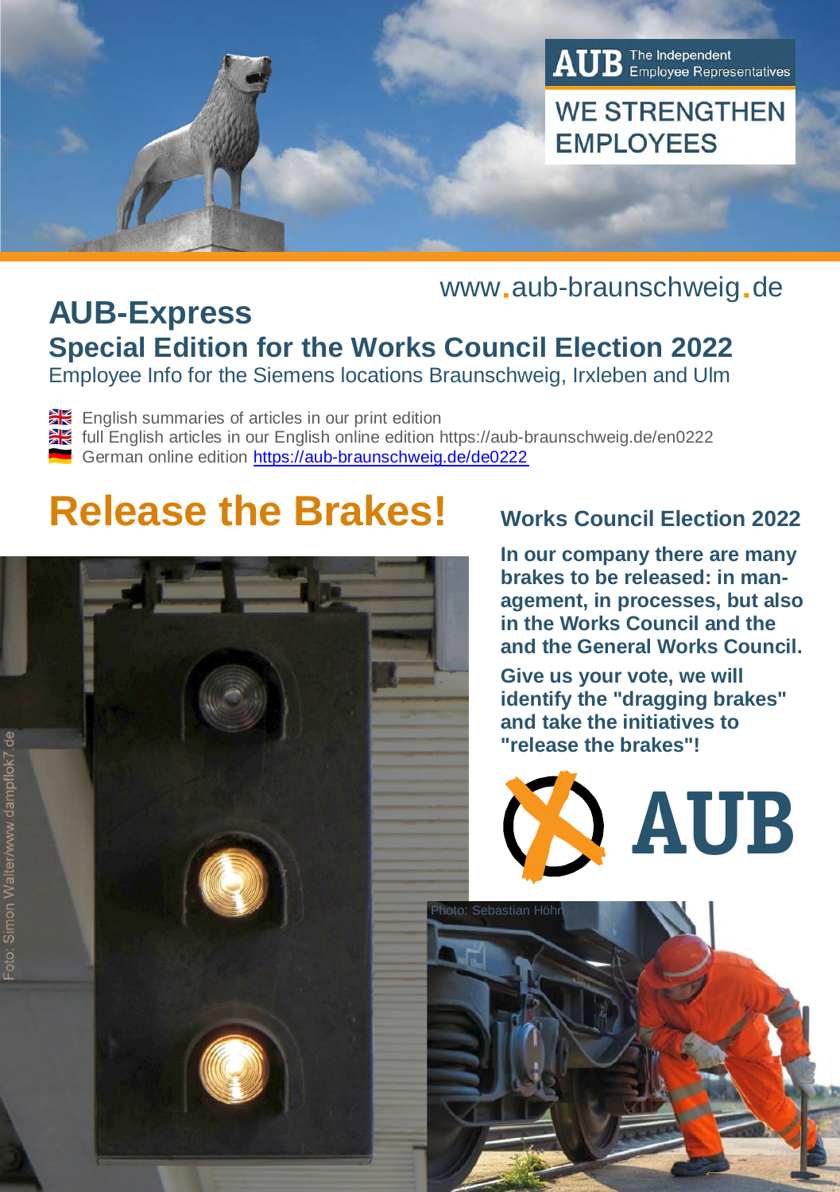AUB The Independent Employee Representatives

WE STRENGTHEN EMPLOYEES

www.aub-braunschweig.de

# AUB-Express

## Special Edition for the Works Council Election 2022

Employee Info for the Siemens locations Braunschweig, Irxleben and Ulm

- English summaries of articles in our print edition
- full English articles in our English online edition https://aub-braunschweig.de/en0222
- German online edition https://aub-braunschweig.de/de0222

# Release the Brakes!

Foto: Simon Walter/www.dampflok7.de

### Works Council Election 2022

**In our company there are many brakes to be released: in management, in processes, but also in the Works Council and the and the General Works Council.**

**Give us your vote, we will identify the "dragging brakes" and take the initiatives to "release the brakes"!**

AUB

Photo: Sebastian Höhn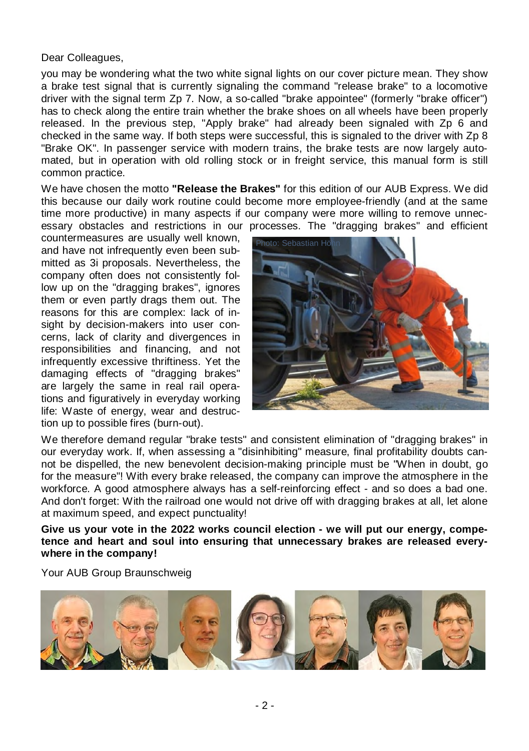Dear Colleagues,

you may be wondering what the two white signal lights on our cover picture mean. They show a brake test signal that is currently signaling the command "release brake" to a locomotive driver with the signal term Zp 7. Now, a so-called "brake appointee" (formerly "brake officer") has to check along the entire train whether the brake shoes on all wheels have been properly released. In the previous step, "Apply brake" had already been signaled with Zp 6 and checked in the same way. If both steps were successful, this is signaled to the driver with Zp 8 "Brake OK". In passenger service with modern trains, the brake tests are now largely automated, but in operation with old rolling stock or in freight service, this manual form is still common practice.

We have chosen the motto **"Release the Brakes"** for this edition of our AUB Express. We did this because our daily work routine could become more employee-friendly (and at the same time more productive) in many aspects if our company were more willing to remove unnecessary obstacles and restrictions in our processes. The "dragging brakes" and efficient countermeasures are usually well known, and have not infrequently even been submitted as 3i proposals. Nevertheless, the company often does not consistently follow up on the "dragging brakes", ignores them or even partly drags them out. The reasons for this are complex: lack of insight by decision-makers into user concerns, lack of clarity and divergences in responsibilities and financing, and not infrequently excessive thriftiness. Yet the damaging effects of "dragging brakes" are largely the same in real rail operations and figuratively in everyday working life: Waste of energy, wear and destruction up to possible fires (burn-out).

Photo: Sebastian Höhn

We therefore demand regular "brake tests" and consistent elimination of "dragging brakes" in our everyday work. If, when assessing a "disinhibiting" measure, final profitability doubts cannot be dispelled, the new benevolent decision-making principle must be "When in doubt, go for the measure"! With every brake released, the company can improve the atmosphere in the workforce. A good atmosphere always has a self-reinforcing effect - and so does a bad one. And don't forget: With the railroad one would not drive off with dragging brakes at all, let alone at maximum speed, and expect punctuality!

**Give us your vote in the 2022 works council election - we will put our energy, competence and heart and soul into ensuring that unnecessary brakes are released everywhere in the company!**

Your AUB Group Braunschweig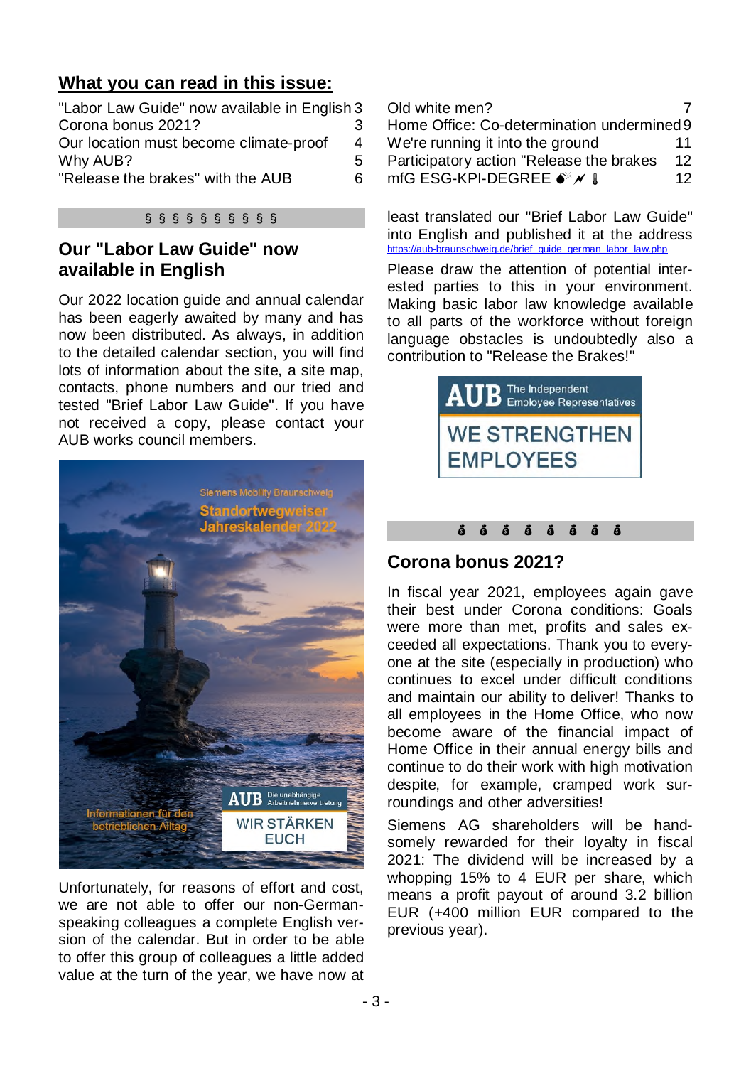## What you can read in this issue:

| | |
|---|---|
| "Labor Law Guide" now available in English | 3 |
| Corona bonus 2021? | 3 |
| Our location must become climate-proof | 4 |
| Why AUB? | 5 |
| "Release the brakes" with the AUB | 6 |
| Old white men? | 7 |
| Home Office: Co-determination undermined | 9 |
| We're running it into the ground | 11 |
| Participatory action "Release the brakes | 12 |
| mfG ESG-KPI-DEGREE | 12 |

§ § § § § § § § § §

## Our "Labor Law Guide" now available in English

Our 2022 location guide and annual calendar has been eagerly awaited by many and has now been distributed. As always, in addition to the detailed calendar section, you will find lots of information about the site, a site map, contacts, phone numbers and our tried and tested "Brief Labor Law Guide". If you have not received a copy, please contact your AUB works council members.

Unfortunately, for reasons of effort and cost, we are not able to offer our non-German-speaking colleagues a complete English version of the calendar. But in order to be able to offer this group of colleagues a little added value at the turn of the year, we have now at least translated our "Brief Labor Law Guide" into English and published it at the address https://aub-braunschweig.de/brief_guide_german_labor_law.php

Please draw the attention of potential interested parties to this in your environment. Making basic labor law knowledge available to all parts of the workforce without foreign language obstacles is undoubtedly also a contribution to "Release the Brakes!"

## Corona bonus 2021?

In fiscal year 2021, employees again gave their best under Corona conditions: Goals were more than met, profits and sales exceeded all expectations. Thank you to everyone at the site (especially in production) who continues to excel under difficult conditions and maintain our ability to deliver! Thanks to all employees in the Home Office, who now become aware of the financial impact of Home Office in their annual energy bills and continue to do their work with high motivation despite, for example, cramped work surroundings and other adversities!

Siemens AG shareholders will be handsomely rewarded for their loyalty in fiscal 2021: The dividend will be increased by a whopping 15% to 4 EUR per share, which means a profit payout of around 3.2 billion EUR (+400 million EUR compared to the previous year).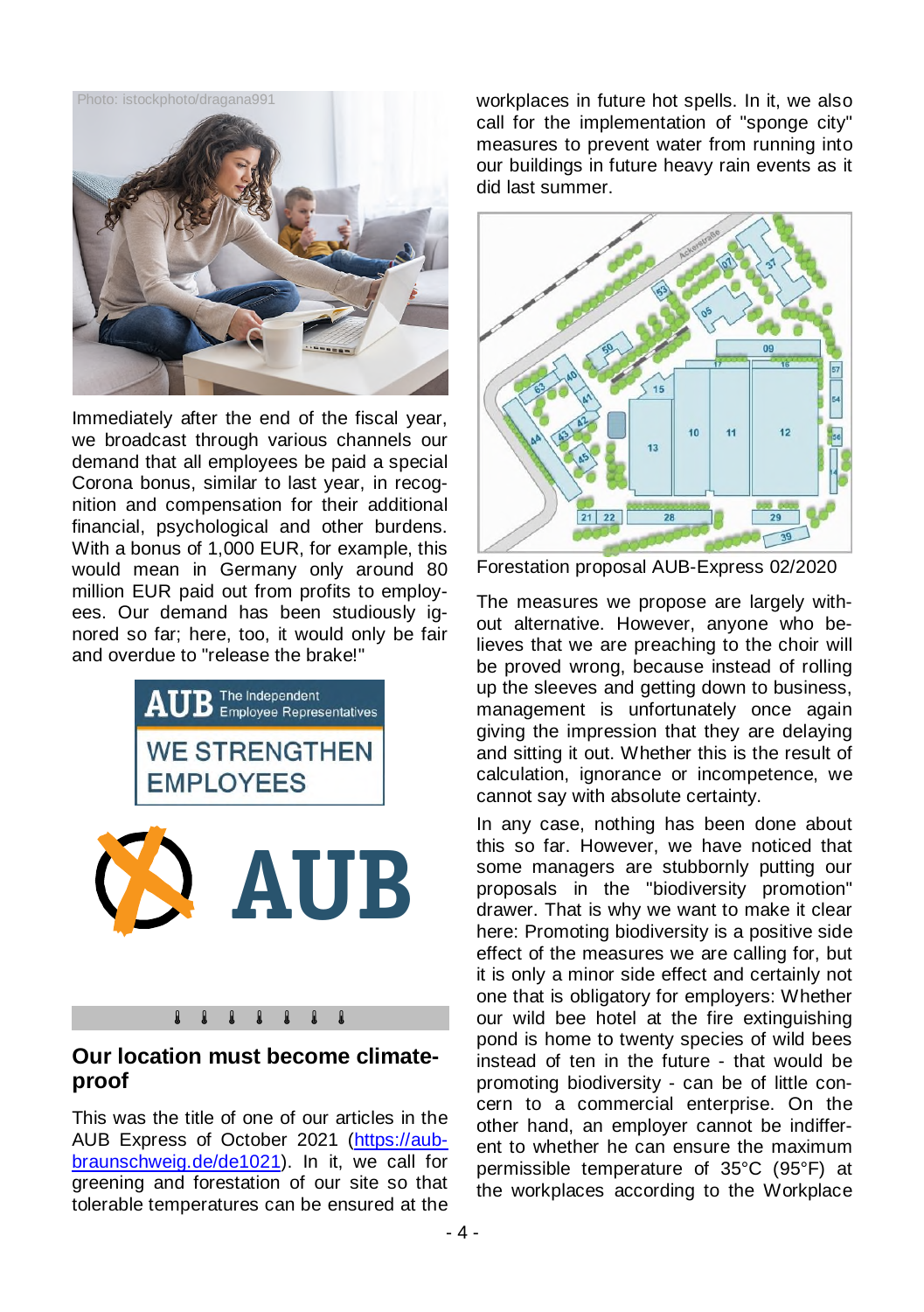Photo: istockphoto/dragana991

Immediately after the end of the fiscal year, we broadcast through various channels our demand that all employees be paid a special Corona bonus, similar to last year, in recognition and compensation for their additional financial, psychological and other burdens. With a bonus of 1,000 EUR, for example, this would mean in Germany only around 80 million EUR paid out from profits to employees. Our demand has been studiously ignored so far; here, too, it would only be fair and overdue to "release the brake!"

AUB The Independent Employee Representatives

WE STRENGTHEN EMPLOYEES

AUB

## Our location must become climate-proof

This was the title of one of our articles in the AUB Express of October 2021 ([https://aub-braunschweig.de/de1021](https://aub-braunschweig.de/de1021)). In it, we call for greening and forestation of our site so that tolerable temperatures can be ensured at the workplaces in future hot spells. In it, we also call for the implementation of "sponge city" measures to prevent water from running into our buildings in future heavy rain events as it did last summer.

Forestation proposal AUB-Express 02/2020

The measures we propose are largely without alternative. However, anyone who believes that we are preaching to the choir will be proved wrong, because instead of rolling up the sleeves and getting down to business, management is unfortunately once again giving the impression that they are delaying and sitting it out. Whether this is the result of calculation, ignorance or incompetence, we cannot say with absolute certainty.

In any case, nothing has been done about this so far. However, we have noticed that some managers are stubbornly putting our proposals in the "biodiversity promotion" drawer. That is why we want to make it clear here: Promoting biodiversity is a positive side effect of the measures we are calling for, but it is only a minor side effect and certainly not one that is obligatory for employers: Whether our wild bee hotel at the fire extinguishing pond is home to twenty species of wild bees instead of ten in the future - that would be promoting biodiversity - can be of little concern to a commercial enterprise. On the other hand, an employer cannot be indifferent to whether he can ensure the maximum permissible temperature of 35°C (95°F) at the workplaces according to the Workplace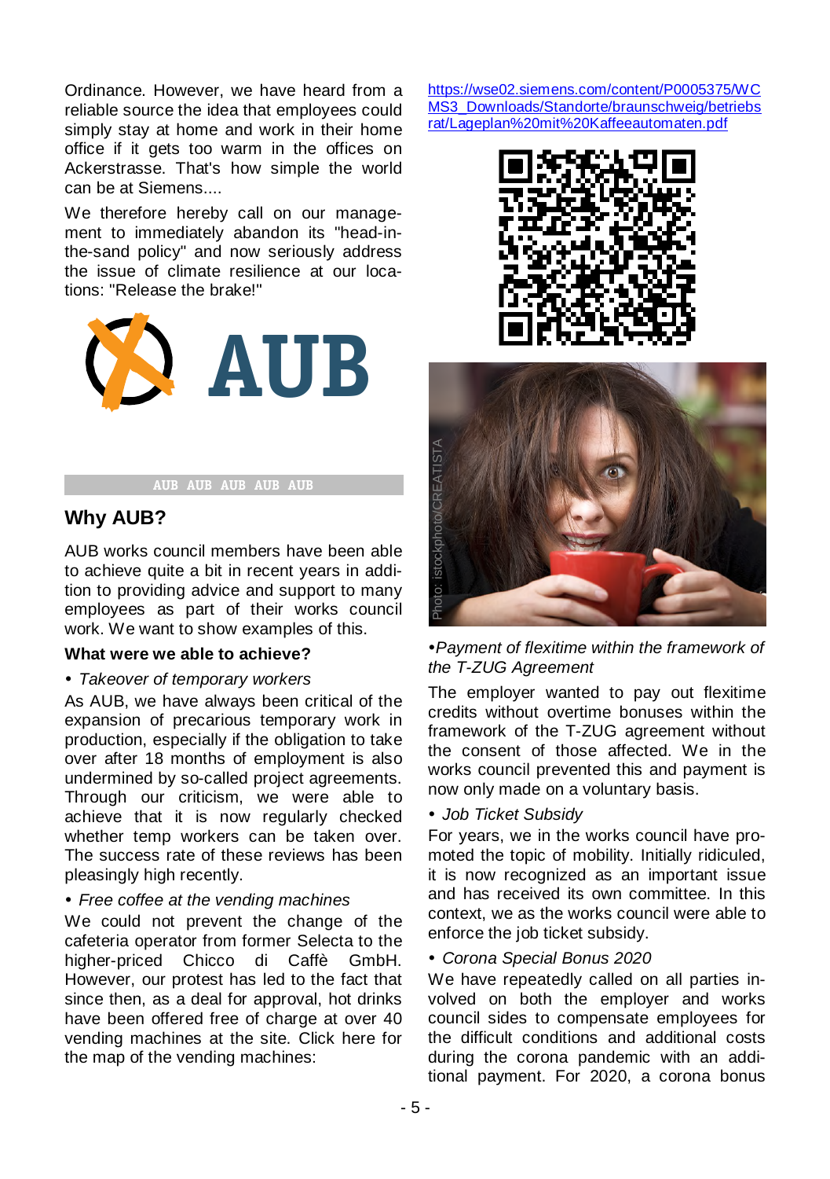Ordinance. However, we have heard from a reliable source the idea that employees could simply stay at home and work in their home office if it gets too warm in the offices on Ackerstrasse. That's how simple the world can be at Siemens....

We therefore hereby call on our management to immediately abandon its "head-in-the-sand policy" and now seriously address the issue of climate resilience at our locations: "Release the brake!"

AUB

AUB AUB AUB AUB AUB

## Why AUB?

AUB works council members have been able to achieve quite a bit in recent years in addition to providing advice and support to many employees as part of their works council work. We want to show examples of this.

**What were we able to achieve?**

- *Takeover of temporary workers*

As AUB, we have always been critical of the expansion of precarious temporary work in production, especially if the obligation to take over after 18 months of employment is also undermined by so-called project agreements. Through our criticism, we were able to achieve that it is now regularly checked whether temp workers can be taken over. The success rate of these reviews has been pleasingly high recently.

- *Free coffee at the vending machines*

We could not prevent the change of the cafeteria operator from former Selecta to the higher-priced Chicco di Caffè GmbH. However, our protest has led to the fact that since then, as a deal for approval, hot drinks have been offered free of charge at over 40 vending machines at the site. Click here for the map of the vending machines:

https://wse02.siemens.com/content/P0005375/WCMS3_Downloads/Standorte/braunschweig/betriebsrat/Lageplan%20mit%20Kaffeeautomaten.pdf

Photo: istockphoto/CREATISTA

- *Payment of flexitime within the framework of the T-ZUG Agreement*

The employer wanted to pay out flexitime credits without overtime bonuses within the framework of the T-ZUG agreement without the consent of those affected. We in the works council prevented this and payment is now only made on a voluntary basis.

- *Job Ticket Subsidy*

For years, we in the works council have promoted the topic of mobility. Initially ridiculed, it is now recognized as an important issue and has received its own committee. In this context, we as the works council were able to enforce the job ticket subsidy.

- *Corona Special Bonus 2020*

We have repeatedly called on all parties involved on both the employer and works council sides to compensate employees for the difficult conditions and additional costs during the corona pandemic with an additional payment. For 2020, a corona bonus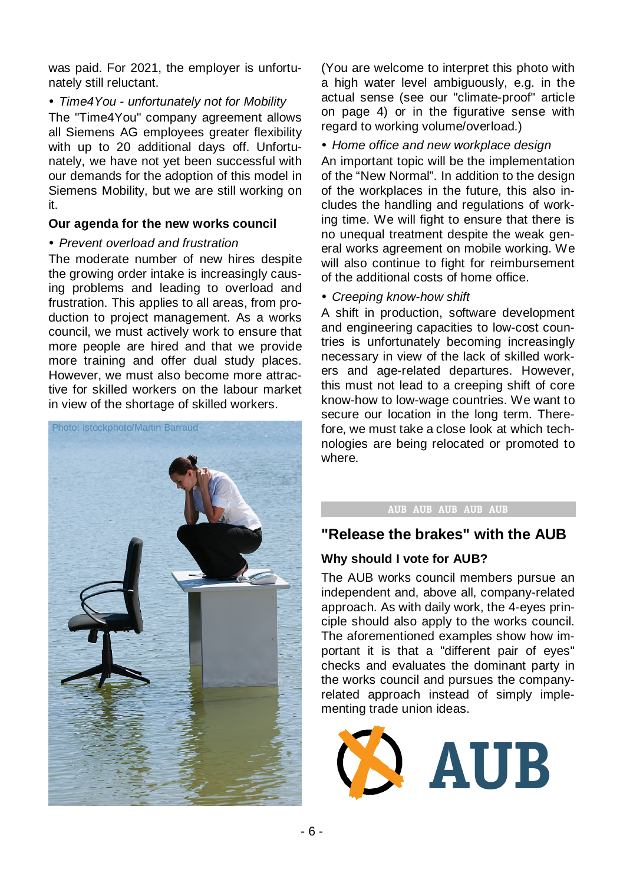was paid. For 2021, the employer is unfortunately still reluctant.

• *Time4You - unfortunately not for Mobility*

The "Time4You" company agreement allows all Siemens AG employees greater flexibility with up to 20 additional days off. Unfortunately, we have not yet been successful with our demands for the adoption of this model in Siemens Mobility, but we are still working on it.

**Our agenda for the new works council**

• *Prevent overload and frustration*

The moderate number of new hires despite the growing order intake is increasingly causing problems and leading to overload and frustration. This applies to all areas, from production to project management. As a works council, we must actively work to ensure that more people are hired and that we provide more training and offer dual study places. However, we must also become more attractive for skilled workers on the labour market in view of the shortage of skilled workers.

Photo: istockphoto/Martin Barraud

(You are welcome to interpret this photo with a high water level ambiguously, e.g. in the actual sense (see our "climate-proof" article on page 4) or in the figurative sense with regard to working volume/overload.)

• *Home office and new workplace design*

An important topic will be the implementation of the “New Normal”. In addition to the design of the workplaces in the future, this also includes the handling and regulations of working time. We will fight to ensure that there is no unequal treatment despite the weak general works agreement on mobile working. We will also continue to fight for reimbursement of the additional costs of home office.

• *Creeping know-how shift*

A shift in production, software development and engineering capacities to low-cost countries is unfortunately becoming increasingly necessary in view of the lack of skilled workers and age-related departures. However, this must not lead to a creeping shift of core know-how to low-wage countries. We want to secure our location in the long term. Therefore, we must take a close look at which technologies are being relocated or promoted to where.

AUB AUB AUB AUB AUB

## "Release the brakes" with the AUB

**Why should I vote for AUB?**

The AUB works council members pursue an independent and, above all, company-related approach. As with daily work, the 4-eyes principle should also apply to the works council. The aforementioned examples show how important it is that a "different pair of eyes" checks and evaluates the dominant party in the works council and pursues the company-related approach instead of simply implementing trade union ideas.

AUB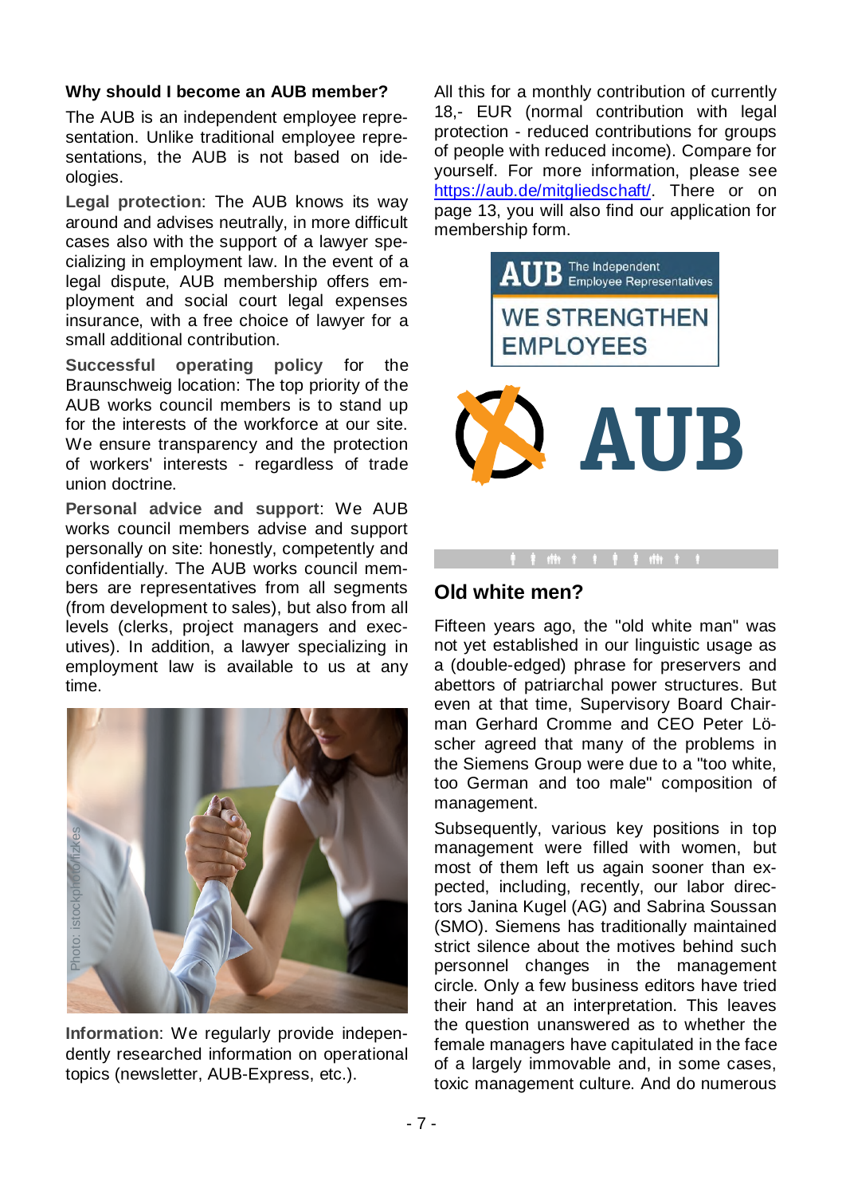## Why should I become an AUB member?

The AUB is an independent employee representation. Unlike traditional employee representations, the AUB is not based on ideologies.

**Legal protection**: The AUB knows its way around and advises neutrally, in more difficult cases also with the support of a lawyer specializing in employment law. In the event of a legal dispute, AUB membership offers employment and social court legal expenses insurance, with a free choice of lawyer for a small additional contribution.

**Successful operating policy** for the Braunschweig location: The top priority of the AUB works council members is to stand up for the interests of the workforce at our site. We ensure transparency and the protection of workers' interests - regardless of trade union doctrine.

**Personal advice and support**: We AUB works council members advise and support personally on site: honestly, competently and confidentially. The AUB works council members are representatives from all segments (from development to sales), but also from all levels (clerks, project managers and executives). In addition, a lawyer specializing in employment law is available to us at any time.

Photo: istockphoto/fizkes

**Information**: We regularly provide independently researched information on operational topics (newsletter, AUB-Express, etc.).

All this for a monthly contribution of currently 18,- EUR (normal contribution with legal protection - reduced contributions for groups of people with reduced income). Compare for yourself. For more information, please see https://aub.de/mitgliedschaft/. There or on page 13, you will also find our application for membership form.

AUB The Independent Employee Representatives

WE STRENGTHEN EMPLOYEES

AUB

## Old white men?

Fifteen years ago, the "old white man" was not yet established in our linguistic usage as a (double-edged) phrase for preservers and abettors of patriarchal power structures. But even at that time, Supervisory Board Chairman Gerhard Cromme and CEO Peter Löscher agreed that many of the problems in the Siemens Group were due to a "too white, too German and too male" composition of management.

Subsequently, various key positions in top management were filled with women, but most of them left us again sooner than expected, including, recently, our labor directors Janina Kugel (AG) and Sabrina Soussan (SMO). Siemens has traditionally maintained strict silence about the motives behind such personnel changes in the management circle. Only a few business editors have tried their hand at an interpretation. This leaves the question unanswered as to whether the female managers have capitulated in the face of a largely immovable and, in some cases, toxic management culture. And do numerous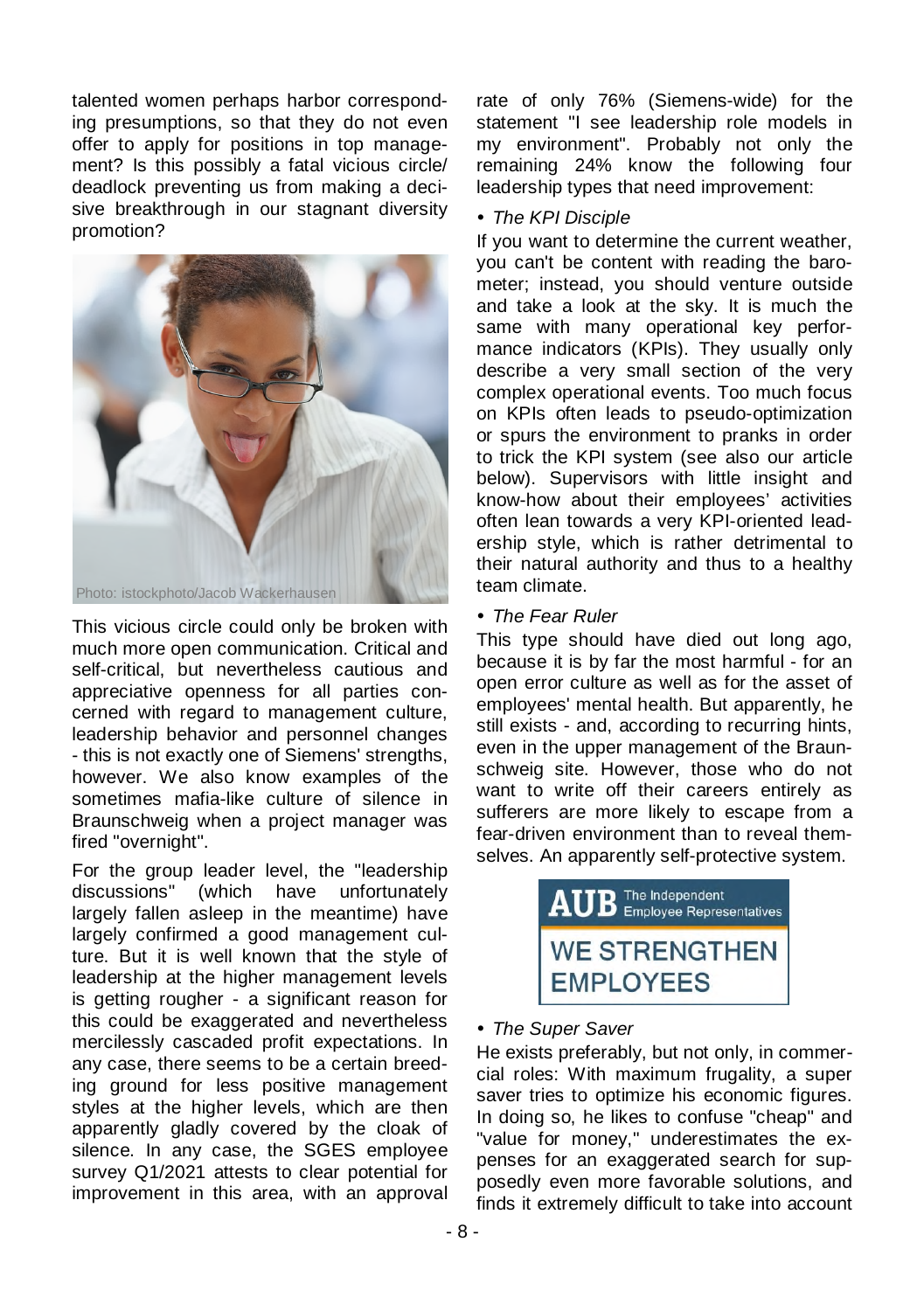talented women perhaps harbor corresponding presumptions, so that they do not even offer to apply for positions in top management? Is this possibly a fatal vicious circle/ deadlock preventing us from making a decisive breakthrough in our stagnant diversity promotion?

Photo: istockphoto/Jacob Wackerhausen

This vicious circle could only be broken with much more open communication. Critical and self-critical, but nevertheless cautious and appreciative openness for all parties concerned with regard to management culture, leadership behavior and personnel changes - this is not exactly one of Siemens' strengths, however. We also know examples of the sometimes mafia-like culture of silence in Braunschweig when a project manager was fired "overnight".

For the group leader level, the "leadership discussions" (which have unfortunately largely fallen asleep in the meantime) have largely confirmed a good management culture. But it is well known that the style of leadership at the higher management levels is getting rougher - a significant reason for this could be exaggerated and nevertheless mercilessly cascaded profit expectations. In any case, there seems to be a certain breeding ground for less positive management styles at the higher levels, which are then apparently gladly covered by the cloak of silence. In any case, the SGES employee survey Q1/2021 attests to clear potential for improvement in this area, with an approval rate of only 76% (Siemens-wide) for the statement "I see leadership role models in my environment". Probably not only the remaining 24% know the following four leadership types that need improvement:

- *The KPI Disciple*

If you want to determine the current weather, you can't be content with reading the barometer; instead, you should venture outside and take a look at the sky. It is much the same with many operational key performance indicators (KPIs). They usually only describe a very small section of the very complex operational events. Too much focus on KPIs often leads to pseudo-optimization or spurs the environment to pranks in order to trick the KPI system (see also our article below). Supervisors with little insight and know-how about their employees' activities often lean towards a very KPI-oriented leadership style, which is rather detrimental to their natural authority and thus to a healthy team climate.

- *The Fear Ruler*

This type should have died out long ago, because it is by far the most harmful - for an open error culture as well as for the asset of employees' mental health. But apparently, he still exists - and, according to recurring hints, even in the upper management of the Braunschweig site. However, those who do not want to write off their careers entirely as sufferers are more likely to escape from a fear-driven environment than to reveal themselves. An apparently self-protective system.

**AUB** The Independent Employee Representatives

**WE STRENGTHEN EMPLOYEES**

- *The Super Saver*

He exists preferably, but not only, in commercial roles: With maximum frugality, a super saver tries to optimize his economic figures. In doing so, he likes to confuse "cheap" and "value for money," underestimates the expenses for an exaggerated search for supposedly even more favorable solutions, and finds it extremely difficult to take into account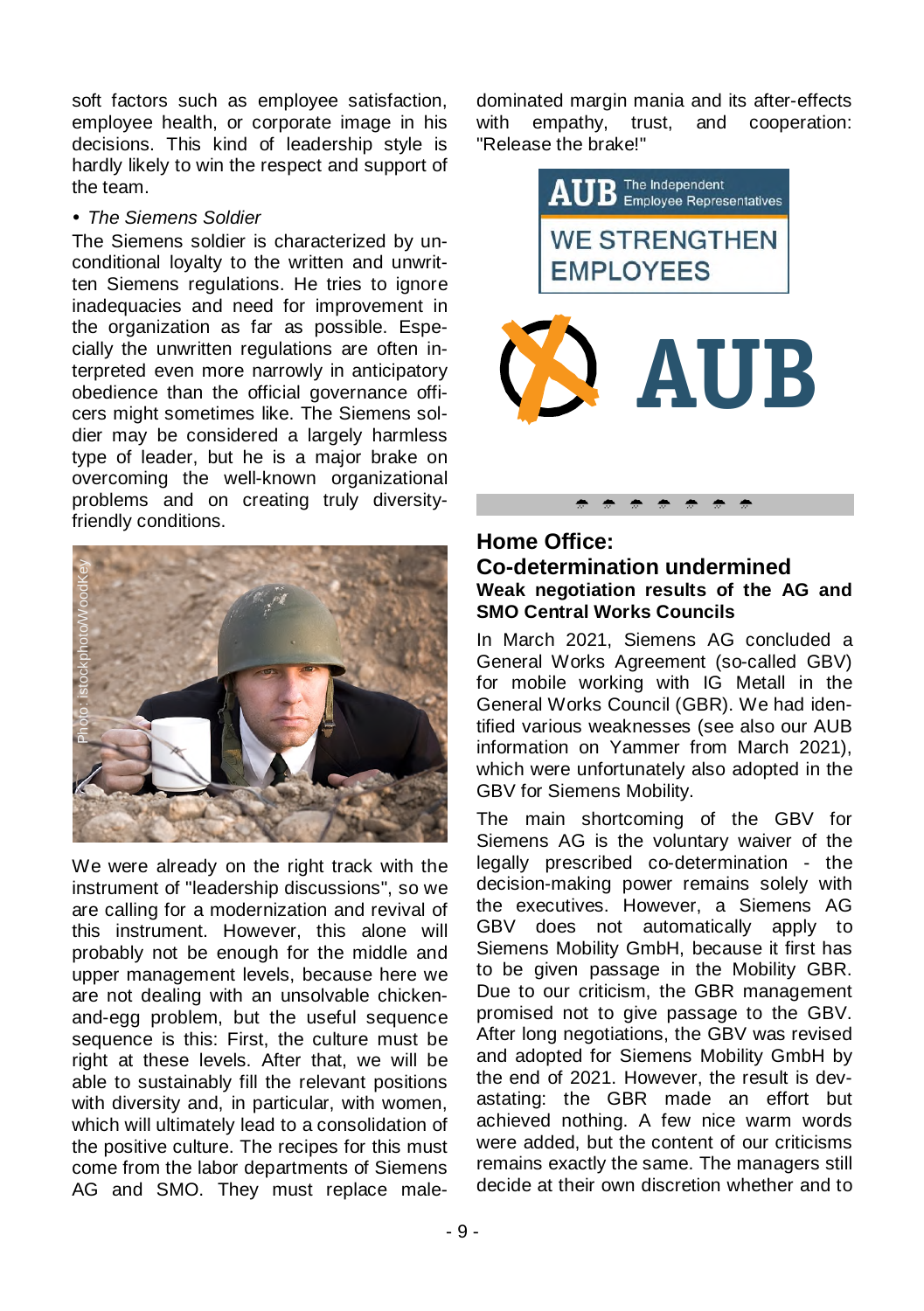soft factors such as employee satisfaction, employee health, or corporate image in his decisions. This kind of leadership style is hardly likely to win the respect and support of the team.

- *The Siemens Soldier*

The Siemens soldier is characterized by unconditional loyalty to the written and unwritten Siemens regulations. He tries to ignore inadequacies and need for improvement in the organization as far as possible. Especially the unwritten regulations are often interpreted even more narrowly in anticipatory obedience than the official governance officers might sometimes like. The Siemens soldier may be considered a largely harmless type of leader, but he is a major brake on overcoming the well-known organizational problems and on creating truly diversity-friendly conditions.

Photo: istockphoto/WoodKey

We were already on the right track with the instrument of "leadership discussions", so we are calling for a modernization and revival of this instrument. However, this alone will probably not be enough for the middle and upper management levels, because here we are not dealing with an unsolvable chicken-and-egg problem, but the useful sequence sequence is this: First, the culture must be right at these levels. After that, we will be able to sustainably fill the relevant positions with diversity and, in particular, with women, which will ultimately lead to a consolidation of the positive culture. The recipes for this must come from the labor departments of Siemens AG and SMO. They must replace male-dominated margin mania and its after-effects with empathy, trust, and cooperation: "Release the brake!"

AUB The Independent Employee Representatives

WE STRENGTHEN EMPLOYEES

AUB

## Home Office: Co-determination undermined

**Weak negotiation results of the AG and SMO Central Works Councils**

In March 2021, Siemens AG concluded a General Works Agreement (so-called GBV) for mobile working with IG Metall in the General Works Council (GBR). We had identified various weaknesses (see also our AUB information on Yammer from March 2021), which were unfortunately also adopted in the GBV for Siemens Mobility.

The main shortcoming of the GBV for Siemens AG is the voluntary waiver of the legally prescribed co-determination - the decision-making power remains solely with the executives. However, a Siemens AG GBV does not automatically apply to Siemens Mobility GmbH, because it first has to be given passage in the Mobility GBR. Due to our criticism, the GBR management promised not to give passage to the GBV. After long negotiations, the GBV was revised and adopted for Siemens Mobility GmbH by the end of 2021. However, the result is devastating: the GBR made an effort but achieved nothing. A few nice warm words were added, but the content of our criticisms remains exactly the same. The managers still decide at their own discretion whether and to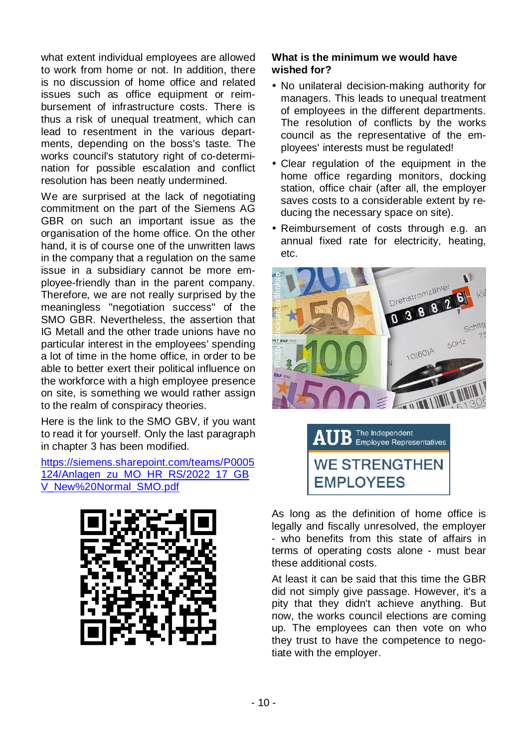what extent individual employees are allowed to work from home or not. In addition, there is no discussion of home office and related issues such as office equipment or reimbursement of infrastructure costs. There is thus a risk of unequal treatment, which can lead to resentment in the various departments, depending on the boss's taste. The works council's statutory right of co-determination for possible escalation and conflict resolution has been neatly undermined.

We are surprised at the lack of negotiating commitment on the part of the Siemens AG GBR on such an important issue as the organisation of the home office. On the other hand, it is of course one of the unwritten laws in the company that a regulation on the same issue in a subsidiary cannot be more employee-friendly than in the parent company. Therefore, we are not really surprised by the meaningless "negotiation success" of the SMO GBR. Nevertheless, the assertion that IG Metall and the other trade unions have no particular interest in the employees' spending a lot of time in the home office, in order to be able to better exert their political influence on the workforce with a high employee presence on site, is something we would rather assign to the realm of conspiracy theories.

Here is the link to the SMO GBV, if you want to read it for yourself. Only the last paragraph in chapter 3 has been modified.

https://siemens.sharepoint.com/teams/P0005124/Anlagen_zu_MO_HR_RS/2022_17_GBV_New%20Normal_SMO.pdf

**What is the minimum we would have wished for?**

- No unilateral decision-making authority for managers. This leads to unequal treatment of employees in the different departments. The resolution of conflicts by the works council as the representative of the employees' interests must be regulated!
- Clear regulation of the equipment in the home office regarding monitors, docking station, office chair (after all, the employer saves costs to a considerable extent by reducing the necessary space on site).
- Reimbursement of costs through e.g. an annual fixed rate for electricity, heating, etc.

AUB The Independent Employee Representatives

WE STRENGTHEN EMPLOYEES

As long as the definition of home office is legally and fiscally unresolved, the employer - who benefits from this state of affairs in terms of operating costs alone - must bear these additional costs.

At least it can be said that this time the GBR did not simply give passage. However, it's a pity that they didn't achieve anything. But now, the works council elections are coming up. The employees can then vote on who they trust to have the competence to negotiate with the employer.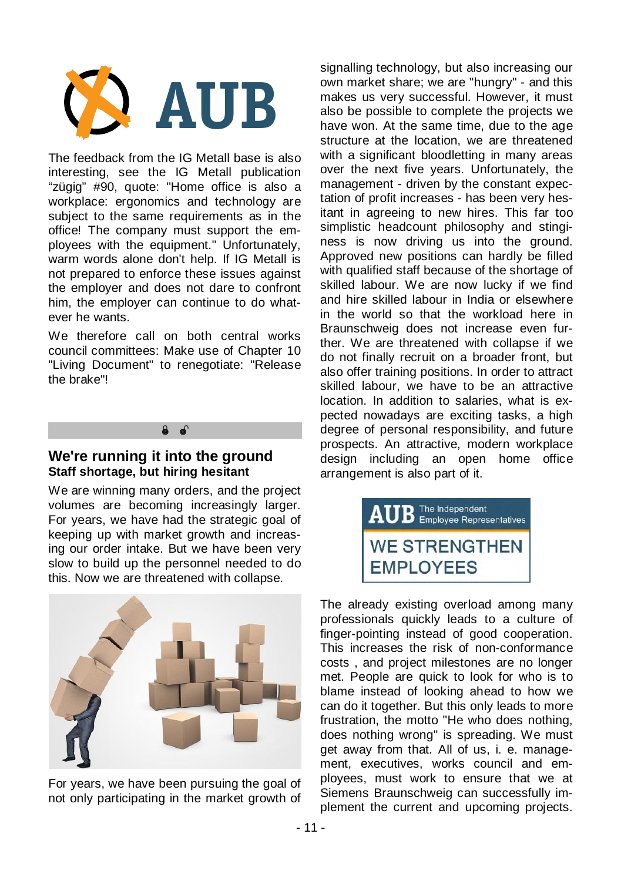The feedback from the IG Metall base is also interesting, see the IG Metall publication "zügig" #90, quote: "Home office is also a workplace: ergonomics and technology are subject to the same requirements as in the office! The company must support the employees with the equipment." Unfortunately, warm words alone don't help. If IG Metall is not prepared to enforce these issues against the employer and does not dare to confront him, the employer can continue to do whatever he wants.

We therefore call on both central works council committees: Make use of Chapter 10 "Living Document" to renegotiate: "Release the brake"!

## We're running it into the ground

**Staff shortage, but hiring hesitant**

We are winning many orders, and the project volumes are becoming increasingly larger. For years, we have had the strategic goal of keeping up with market growth and increasing our order intake. But we have been very slow to build up the personnel needed to do this. Now we are threatened with collapse.

For years, we have been pursuing the goal of not only participating in the market growth of signalling technology, but also increasing our own market share; we are "hungry" - and this makes us very successful. However, it must also be possible to complete the projects we have won. At the same time, due to the age structure at the location, we are threatened with a significant bloodletting in many areas over the next five years. Unfortunately, the management - driven by the constant expectation of profit increases - has been very hesitant in agreeing to new hires. This far too simplistic headcount philosophy and stinginess is now driving us into the ground. Approved new positions can hardly be filled with qualified staff because of the shortage of skilled labour. We are now lucky if we find and hire skilled labour in India or elsewhere in the world so that the workload here in Braunschweig does not increase even further. We are threatened with collapse if we do not finally recruit on a broader front, but also offer training positions. In order to attract skilled labour, we have to be an attractive location. In addition to salaries, what is expected nowadays are exciting tasks, a high degree of personal responsibility, and future prospects. An attractive, modern workplace design including an open home office arrangement is also part of it.

AUB The Independent Employee Representatives

WE STRENGTHEN EMPLOYEES

The already existing overload among many professionals quickly leads to a culture of finger-pointing instead of good cooperation. This increases the risk of non-conformance costs , and project milestones are no longer met. People are quick to look for who is to blame instead of looking ahead to how we can do it together. But this only leads to more frustration, the motto "He who does nothing, does nothing wrong" is spreading. We must get away from that. All of us, i. e. management, executives, works council and employees, must work to ensure that we at Siemens Braunschweig can successfully implement the current and upcoming projects.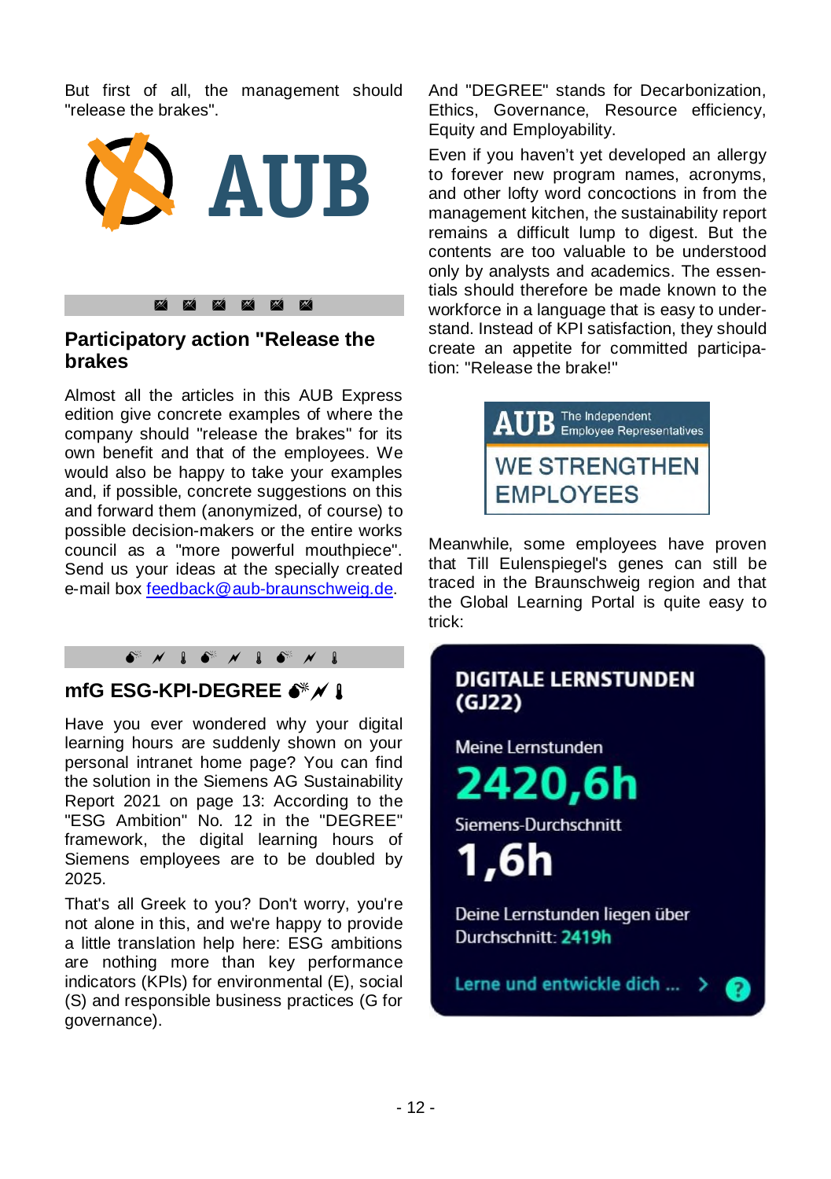But first of all, the management should "release the brakes".

AUB

## Participatory action "Release the brakes

Almost all the articles in this AUB Express edition give concrete examples of where the company should "release the brakes" for its own benefit and that of the employees. We would also be happy to take your examples and, if possible, concrete suggestions on this and forward them (anonymized, of course) to possible decision-makers or the entire works council as a "more powerful mouthpiece". Send us your ideas at the specially created e-mail box feedback@aub-braunschweig.de.

## mfG ESG-KPI-DEGREE

Have you ever wondered why your digital learning hours are suddenly shown on your personal intranet home page? You can find the solution in the Siemens AG Sustainability Report 2021 on page 13: According to the "ESG Ambition" No. 12 in the "DEGREE" framework, the digital learning hours of Siemens employees are to be doubled by 2025.

That's all Greek to you? Don't worry, you're not alone in this, and we're happy to provide a little translation help here: ESG ambitions are nothing more than key performance indicators (KPIs) for environmental (E), social (S) and responsible business practices (G for governance).

And "DEGREE" stands for Decarbonization, Ethics, Governance, Resource efficiency, Equity and Employability.

Even if you haven't yet developed an allergy to forever new program names, acronyms, and other lofty word concoctions in from the management kitchen, the sustainability report remains a difficult lump to digest. But the contents are too valuable to be understood only by analysts and academics. The essentials should therefore be made known to the workforce in a language that is easy to understand. Instead of KPI satisfaction, they should create an appetite for committed participation: "Release the brake!"

AUB The Independent Employee Representatives

WE STRENGTHEN EMPLOYEES

Meanwhile, some employees have proven that Till Eulenspiegel's genes can still be traced in the Braunschweig region and that the Global Learning Portal is quite easy to trick:

DIGITALE LERNSTUNDEN (GJ22)

Meine Lernstunden

2420,6h

Siemens-Durchschnitt

1,6h

Deine Lernstunden liegen über Durchschnitt: 2419h

Lerne und entwickle dich ...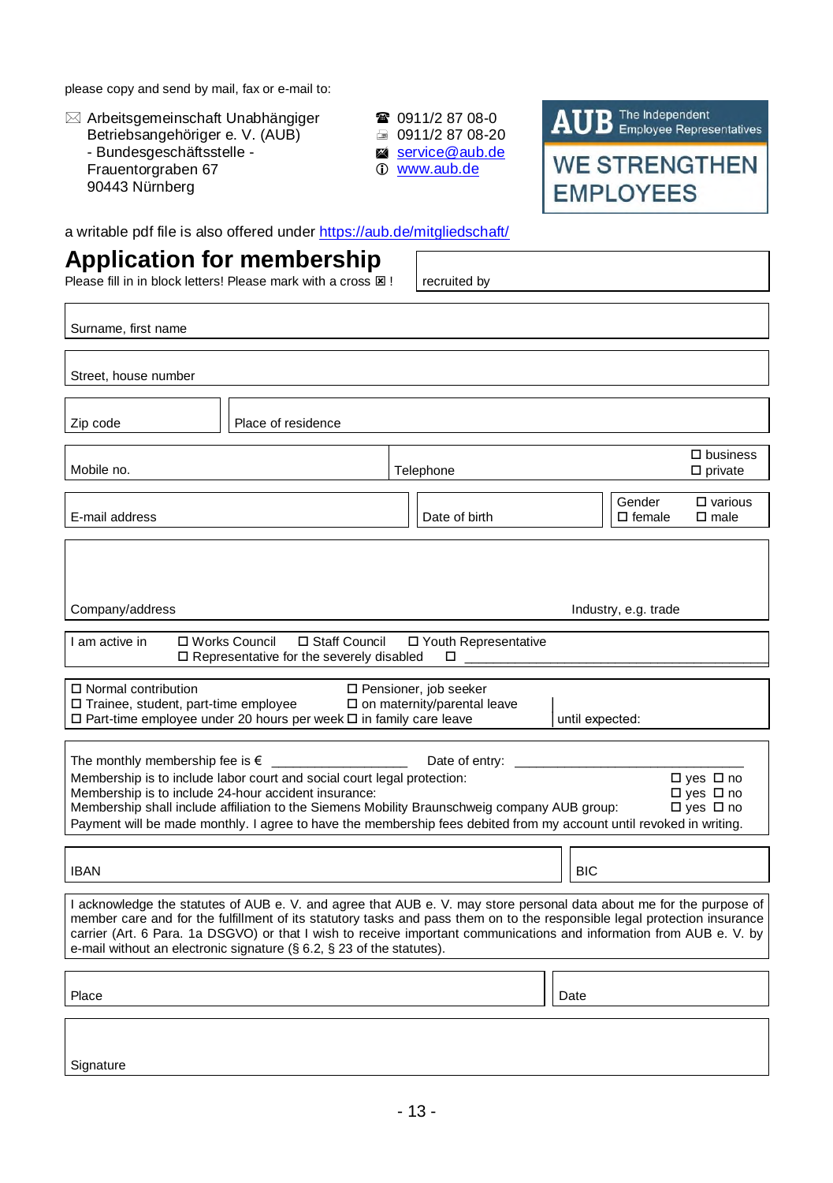please copy and send by mail, fax or e-mail to:

✉ Arbeitsgemeinschaft Unabhängiger Betriebsangehöriger e. V. (AUB)
- Bundesgeschäftsstelle -
Frauentorgraben 67
90443 Nürnberg

☎ 0911/2 87 08-0
📠 0911/2 87 08-20
✉ service@aub.de
ⓘ www.aub.de

**AUB** The Independent Employee Representatives

**WE STRENGTHEN EMPLOYEES**

a writable pdf file is also offered under https://aub.de/mitgliedschaft/

# Application for membership

Please fill in in block letters! Please mark with a cross ☒ !

| recruited by |
|---|

| Surname, first name |
|---|

| Street, house number |
|---|

| Zip code | Place of residence |
|---|---|

| Mobile no. | Telephone | ☐ business ☐ private |
|---|---|---|

| E-mail address | Date of birth | Gender ☐ various ☐ female ☐ male |
|---|---|---|

| Company/address | Industry, e.g. trade |
|---|---|

I am active in ☐ Works Council ☐ Staff Council ☐ Youth Representative
☐ Representative for the severely disabled ☐ ____________

☐ Normal contribution
☐ Trainee, student, part-time employee
☐ Part-time employee under 20 hours per week
☐ Pensioner, job seeker
☐ on maternity/parental leave
☐ in family care leave
until expected:

The monthly membership fee is € ____________________ Date of entry: ______________________________

Membership is to include labor court and social court legal protection: ☐ yes ☐ no
Membership is to include 24-hour accident insurance: ☐ yes ☐ no
Membership shall include affiliation to the Siemens Mobility Braunschweig company AUB group: ☐ yes ☐ no
Payment will be made monthly. I agree to have the membership fees debited from my account until revoked in writing.

| IBAN | BIC |
|---|---|

I acknowledge the statutes of AUB e. V. and agree that AUB e. V. may store personal data about me for the purpose of member care and for the fulfillment of its statutory tasks and pass them on to the responsible legal protection insurance carrier (Art. 6 Para. 1a DSGVO) or that I wish to receive important communications and information from AUB e. V. by e-mail without an electronic signature (§ 6.2, § 23 of the statutes).

| Place | Date |
|---|---|

| Signature |
|---|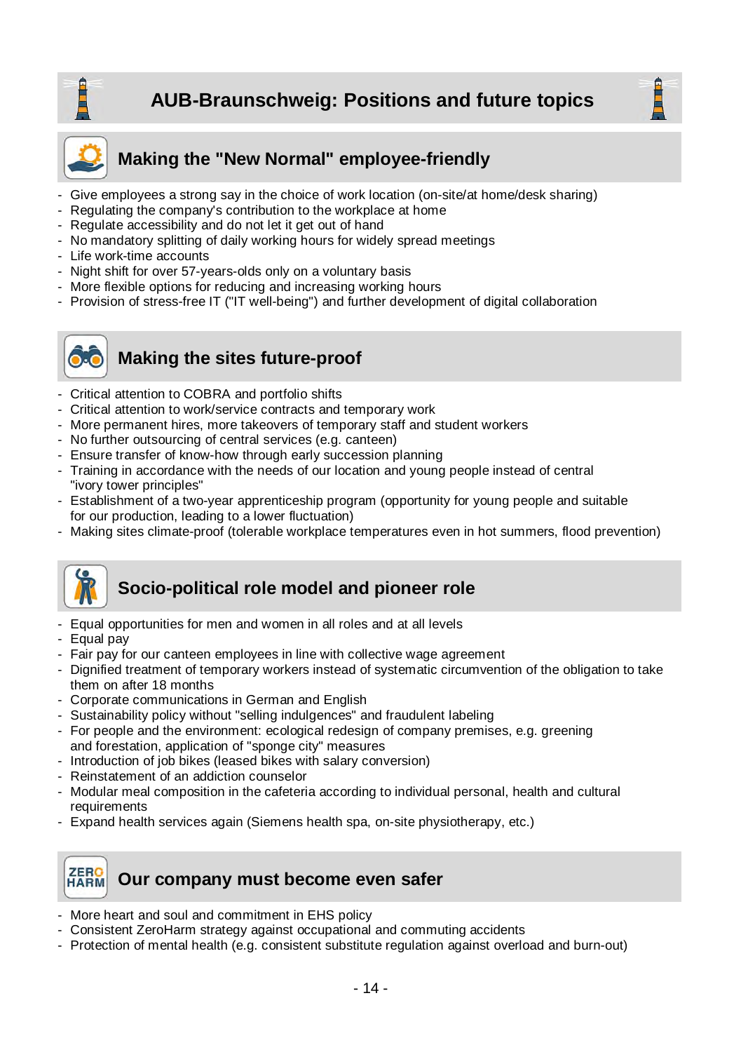# AUB-Braunschweig: Positions and future topics

## Making the "New Normal" employee-friendly

- Give employees a strong say in the choice of work location (on-site/at home/desk sharing)
- Regulating the company's contribution to the workplace at home
- Regulate accessibility and do not let it get out of hand
- No mandatory splitting of daily working hours for widely spread meetings
- Life work-time accounts
- Night shift for over 57-years-olds only on a voluntary basis
- More flexible options for reducing and increasing working hours
- Provision of stress-free IT ("IT well-being") and further development of digital collaboration

## Making the sites future-proof

- Critical attention to COBRA and portfolio shifts
- Critical attention to work/service contracts and temporary work
- More permanent hires, more takeovers of temporary staff and student workers
- No further outsourcing of central services (e.g. canteen)
- Ensure transfer of know-how through early succession planning
- Training in accordance with the needs of our location and young people instead of central "ivory tower principles"
- Establishment of a two-year apprenticeship program (opportunity for young people and suitable for our production, leading to a lower fluctuation)
- Making sites climate-proof (tolerable workplace temperatures even in hot summers, flood prevention)

## Socio-political role model and pioneer role

- Equal opportunities for men and women in all roles and at all levels
- Equal pay
- Fair pay for our canteen employees in line with collective wage agreement
- Dignified treatment of temporary workers instead of systematic circumvention of the obligation to take them on after 18 months
- Corporate communications in German and English
- Sustainability policy without "selling indulgences" and fraudulent labeling
- For people and the environment: ecological redesign of company premises, e.g. greening and forestation, application of "sponge city" measures
- Introduction of job bikes (leased bikes with salary conversion)
- Reinstatement of an addiction counselor
- Modular meal composition in the cafeteria according to individual personal, health and cultural requirements
- Expand health services again (Siemens health spa, on-site physiotherapy, etc.)

## Our company must become even safer

- More heart and soul and commitment in EHS policy
- Consistent ZeroHarm strategy against occupational and commuting accidents
- Protection of mental health (e.g. consistent substitute regulation against overload and burn-out)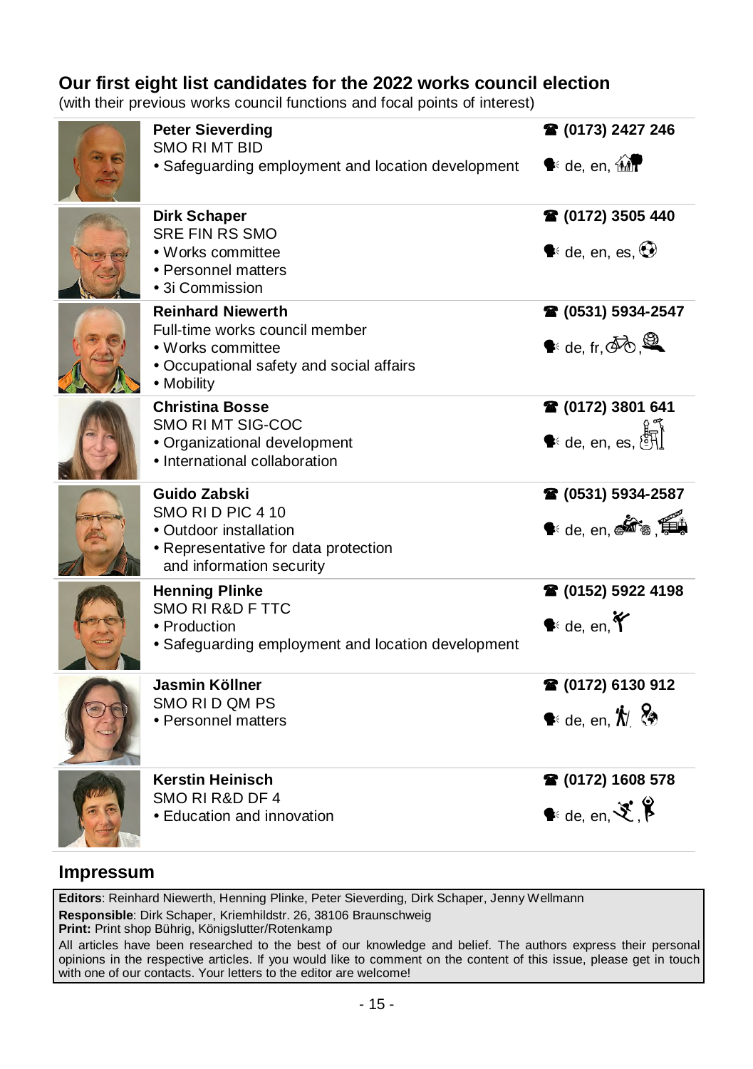## Our first eight list candidates for the 2022 works council election

(with their previous works council functions and focal points of interest)

**Peter Sieverding**
SMO RI MT BID
- Safeguarding employment and location development

☎ **(0173) 2427 246**
de, en,

**Dirk Schaper**
SRE FIN RS SMO
- Works committee
- Personnel matters
- 3i Commission

☎ **(0172) 3505 440**
de, en, es,

**Reinhard Niewerth**
Full-time works council member
- Works committee
- Occupational safety and social affairs
- Mobility

☎ **(0531) 5934-2547**
de, fr,

**Christina Bosse**
SMO RI MT SIG-COC
- Organizational development
- International collaboration

☎ **(0172) 3801 641**
de, en, es,

**Guido Zabski**
SMO RI D PIC 4 10
- Outdoor installation
- Representative for data protection and information security

☎ **(0531) 5934-2587**
de, en,

**Henning Plinke**
SMO RI R&D F TTC
- Production
- Safeguarding employment and location development

☎ **(0152) 5922 4198**
de, en,

**Jasmin Köllner**
SMO RI D QM PS
- Personnel matters

☎ **(0172) 6130 912**
de, en,

**Kerstin Heinisch**
SMO RI R&D DF 4
- Education and innovation

☎ **(0172) 1608 578**
de, en,

## Impressum

**Editors**: Reinhard Niewerth, Henning Plinke, Peter Sieverding, Dirk Schaper, Jenny Wellmann
**Responsible**: Dirk Schaper, Kriemhildstr. 26, 38106 Braunschweig
**Print:** Print shop Bührig, Königslutter/Rotenkamp
All articles have been researched to the best of our knowledge and belief. The authors express their personal opinions in the respective articles. If you would like to comment on the content of this issue, please get in touch with one of our contacts. Your letters to the editor are welcome!